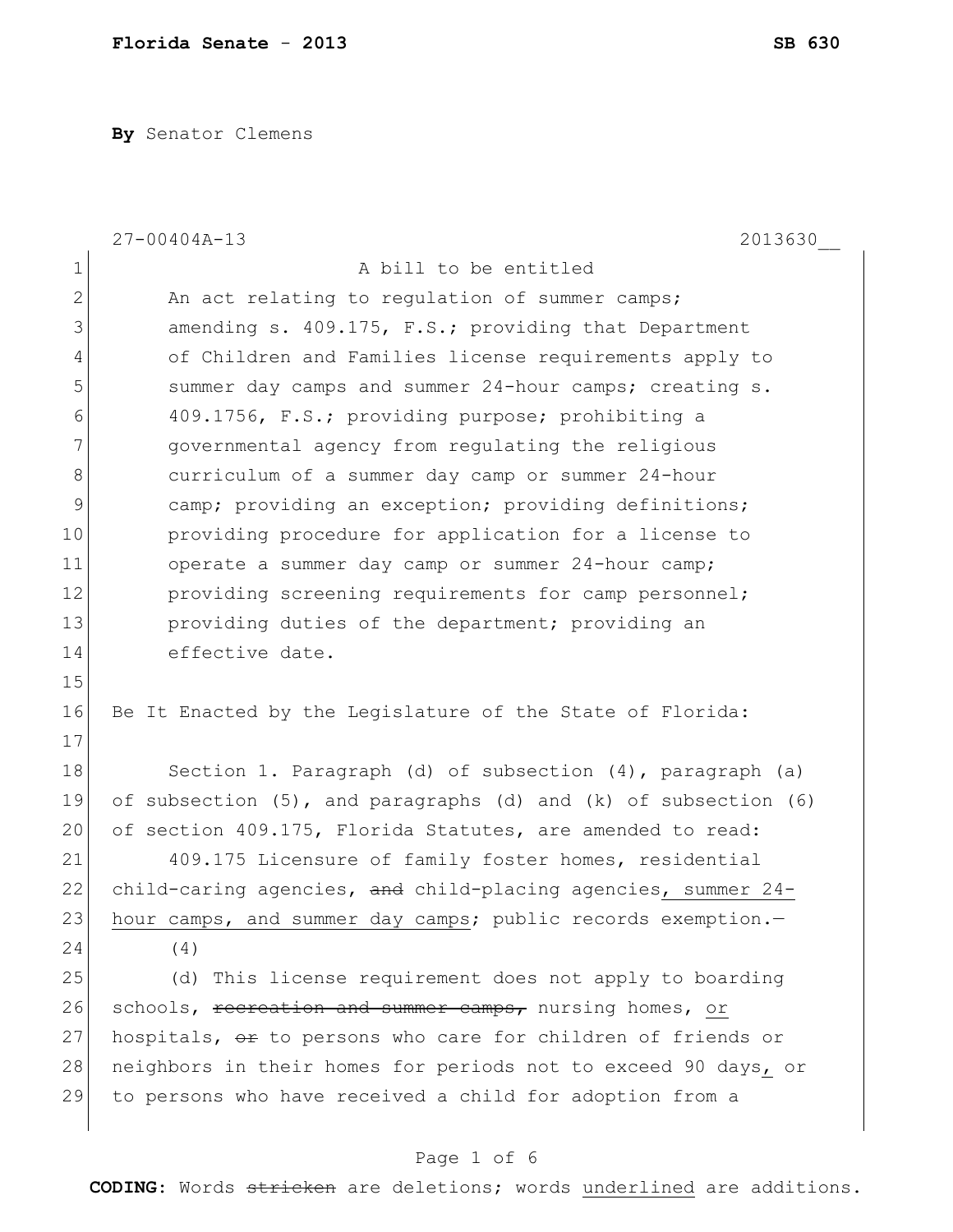**By** Senator Clemens

27-00404A-13 2013630__

A bill to be entitled

An act relating to regulation of summer camps; amending s. 409.175, F.S.; providing that Department of Children and Families license requirements apply to summer day camps and summer 24-hour camps; creating s. 409.1756, F.S.; providing purpose; prohibiting a governmental agency from regulating the religious curriculum of a summer day camp or summer 24-hour camp; providing an exception; providing definitions; providing procedure for application for a license to operate a summer day camp or summer 24-hour camp; providing screening requirements for camp personnel; providing duties of the department; providing an effective date.

Be It Enacted by the Legislature of the State of Florida:

Section 1. Paragraph (d) of subsection (4), paragraph (a) of subsection (5), and paragraphs (d) and (k) of subsection (6) of section 409.175, Florida Statutes, are amended to read:

409.175 Licensure of family foster homes, residential child-caring agencies, ~~and~~ child-placing agencies<u>, summer 24-hour camps, and summer day camps</u>; public records exemption.—

(4)

(d) This license requirement does not apply to boarding schools, ~~recreation and summer camps,~~ nursing homes, <u>or</u> hospitals, ~~or~~ to persons who care for children of friends or neighbors in their homes for periods not to exceed 90 days<u>,</u> or to persons who have received a child for adoption from a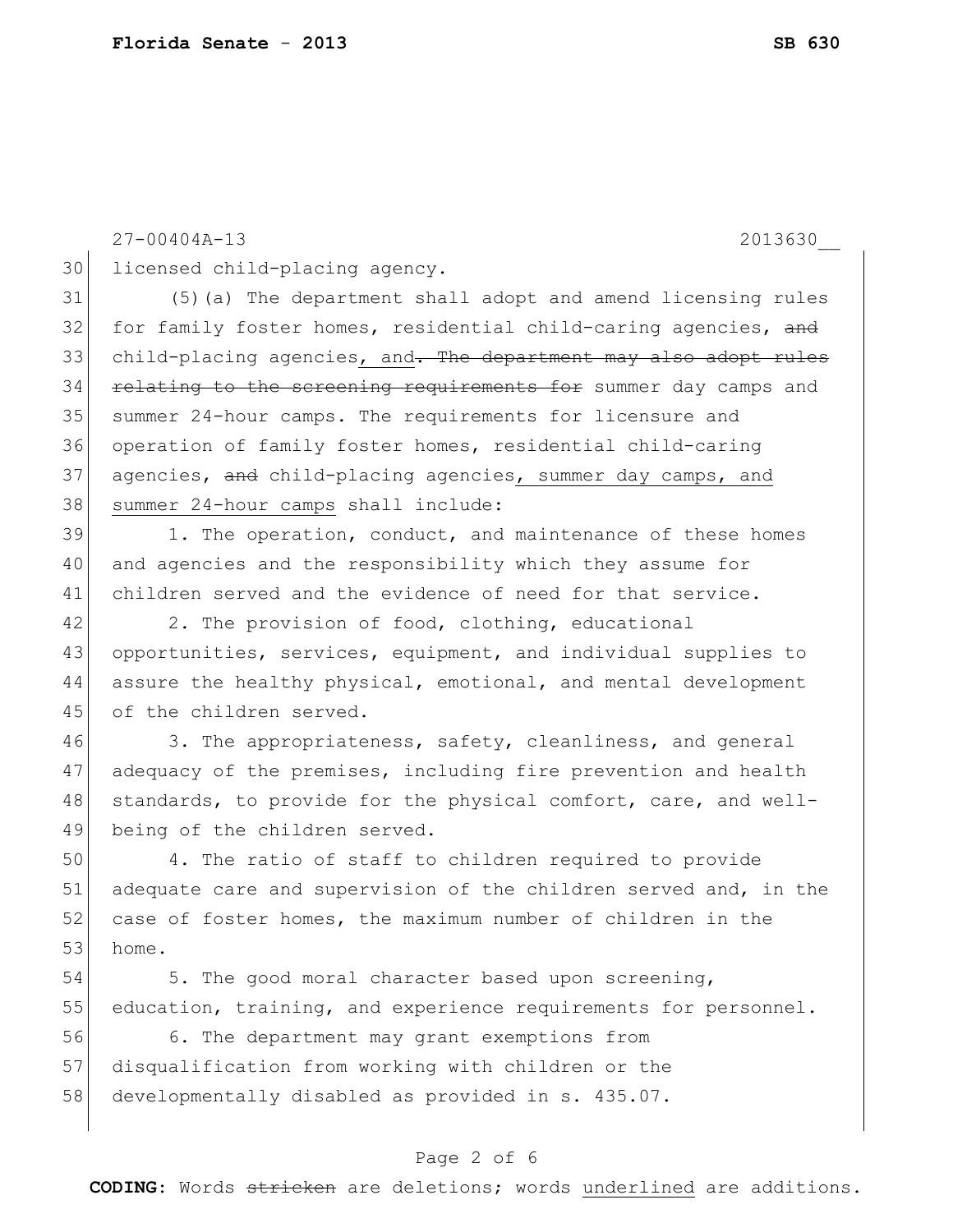27-00404A-13 2013630__

30 licensed child-placing agency.

31 (5)(a) The department shall adopt and amend licensing rules
32 for family foster homes, residential child-caring agencies, ~~and~~
33 child-placing agencies, and~~. The department may also adopt rules~~
34 ~~relating to the screening requirements for~~ summer day camps and
35 summer 24-hour camps. The requirements for licensure and
36 operation of family foster homes, residential child-caring
37 agencies, ~~and~~ child-placing agencies, summer day camps, and
38 summer 24-hour camps shall include:

39 1. The operation, conduct, and maintenance of these homes
40 and agencies and the responsibility which they assume for
41 children served and the evidence of need for that service.

42 2. The provision of food, clothing, educational
43 opportunities, services, equipment, and individual supplies to
44 assure the healthy physical, emotional, and mental development
45 of the children served.

46 3. The appropriateness, safety, cleanliness, and general
47 adequacy of the premises, including fire prevention and health
48 standards, to provide for the physical comfort, care, and well-
49 being of the children served.

50 4. The ratio of staff to children required to provide
51 adequate care and supervision of the children served and, in the
52 case of foster homes, the maximum number of children in the
53 home.

54 5. The good moral character based upon screening,
55 education, training, and experience requirements for personnel.

56 6. The department may grant exemptions from
57 disqualification from working with children or the
58 developmentally disabled as provided in s. 435.07.

**CODING:** Words ~~stricken~~ are deletions; words underlined are additions.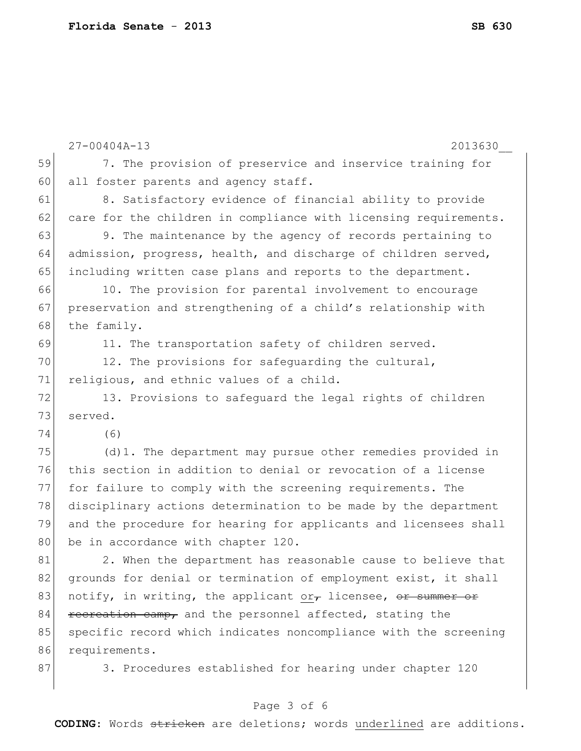7. The provision of preservice and inservice training for all foster parents and agency staff.

8. Satisfactory evidence of financial ability to provide care for the children in compliance with licensing requirements.

9. The maintenance by the agency of records pertaining to admission, progress, health, and discharge of children served, including written case plans and reports to the department.

10. The provision for parental involvement to encourage preservation and strengthening of a child's relationship with the family.

11. The transportation safety of children served.

12. The provisions for safeguarding the cultural, religious, and ethnic values of a child.

13. Provisions to safeguard the legal rights of children served.

(6)

(d)1. The department may pursue other remedies provided in this section in addition to denial or revocation of a license for failure to comply with the screening requirements. The disciplinary actions determination to be made by the department and the procedure for hearing for applicants and licensees shall be in accordance with chapter 120.

2. When the department has reasonable cause to believe that grounds for denial or termination of employment exist, it shall notify, in writing, the applicant <u>or</u>~~,~~ licensee, ~~or summer or recreation camp,~~ and the personnel affected, stating the specific record which indicates noncompliance with the screening requirements.

3. Procedures established for hearing under chapter 120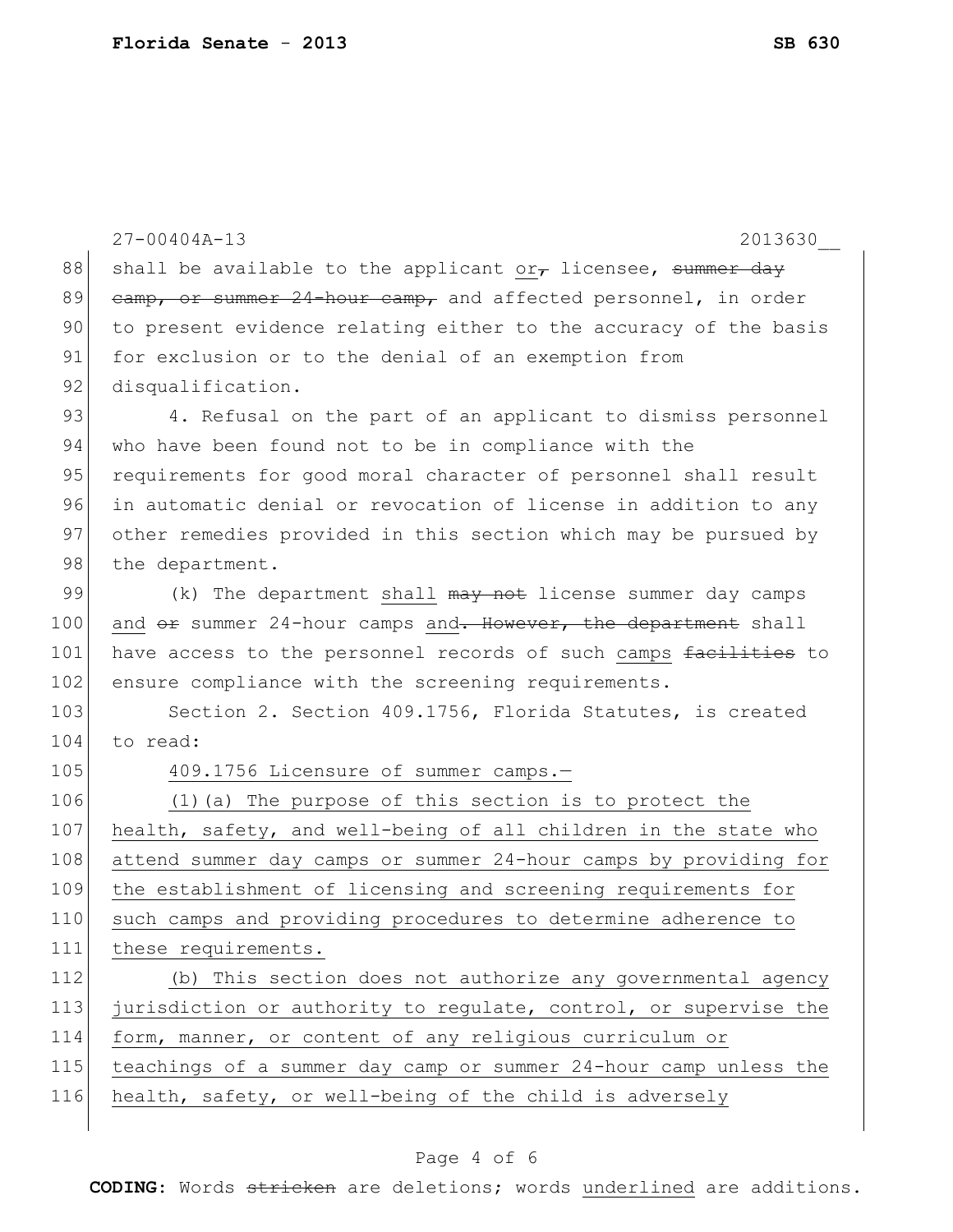27-00404A-13 2013630__

88 shall be available to the applicant or~~,~~ licensee, ~~summer day~~
89 ~~camp, or summer 24-hour camp,~~ and affected personnel, in order
90 to present evidence relating either to the accuracy of the basis
91 for exclusion or to the denial of an exemption from
92 disqualification.

93 4. Refusal on the part of an applicant to dismiss personnel
94 who have been found not to be in compliance with the
95 requirements for good moral character of personnel shall result
96 in automatic denial or revocation of license in addition to any
97 other remedies provided in this section which may be pursued by
98 the department.

99 (k) The department <u>shall</u> ~~may not~~ license summer day camps
100 <u>and</u> ~~or~~ summer 24-hour camps <u>and</u>~~. However, the department~~ shall
101 have access to the personnel records of such <u>camps</u> ~~facilities~~ to
102 ensure compliance with the screening requirements.

103 Section 2. Section 409.1756, Florida Statutes, is created
104 to read:

105 <u>409.1756 Licensure of summer camps.—</u>

106 <u>(1)(a) The purpose of this section is to protect the</u>
107 <u>health, safety, and well-being of all children in the state who</u>
108 <u>attend summer day camps or summer 24-hour camps by providing for</u>
109 <u>the establishment of licensing and screening requirements for</u>
110 <u>such camps and providing procedures to determine adherence to</u>
111 <u>these requirements.</u>

112 <u>(b) This section does not authorize any governmental agency</u>
113 <u>jurisdiction or authority to regulate, control, or supervise the</u>
114 <u>form, manner, or content of any religious curriculum or</u>
115 <u>teachings of a summer day camp or summer 24-hour camp unless the</u>
116 <u>health, safety, or well-being of the child is adversely</u>

**CODING:** Words ~~stricken~~ are deletions; words <u>underlined</u> are additions.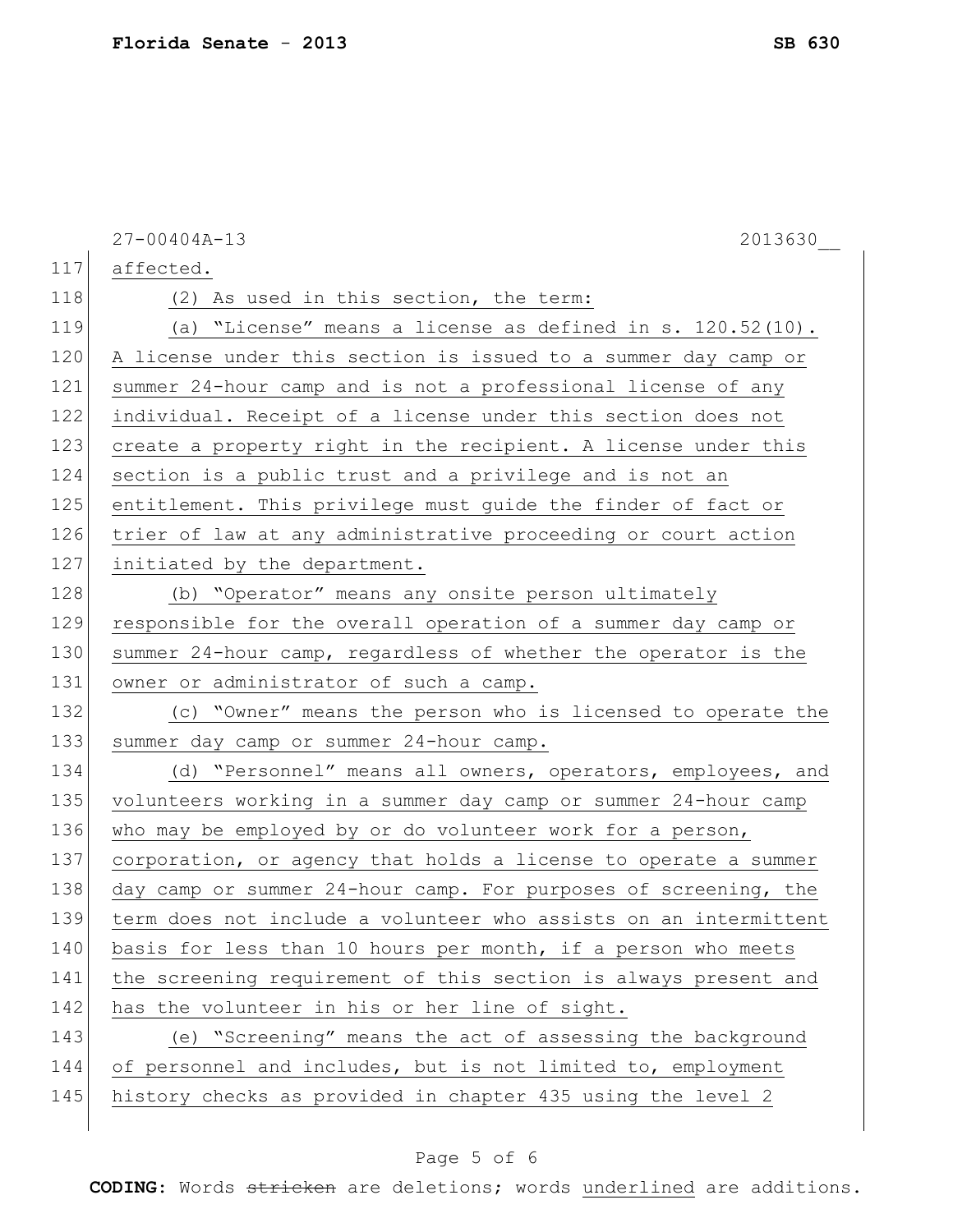affected.

(2) As used in this section, the term:

(a) “License” means a license as defined in s. 120.52(10). A license under this section is issued to a summer day camp or summer 24-hour camp and is not a professional license of any individual. Receipt of a license under this section does not create a property right in the recipient. A license under this section is a public trust and a privilege and is not an entitlement. This privilege must guide the finder of fact or trier of law at any administrative proceeding or court action initiated by the department.

(b) “Operator” means any onsite person ultimately responsible for the overall operation of a summer day camp or summer 24-hour camp, regardless of whether the operator is the owner or administrator of such a camp.

(c) “Owner” means the person who is licensed to operate the summer day camp or summer 24-hour camp.

(d) “Personnel” means all owners, operators, employees, and volunteers working in a summer day camp or summer 24-hour camp who may be employed by or do volunteer work for a person, corporation, or agency that holds a license to operate a summer day camp or summer 24-hour camp. For purposes of screening, the term does not include a volunteer who assists on an intermittent basis for less than 10 hours per month, if a person who meets the screening requirement of this section is always present and has the volunteer in his or her line of sight.

(e) “Screening” means the act of assessing the background of personnel and includes, but is not limited to, employment history checks as provided in chapter 435 using the level 2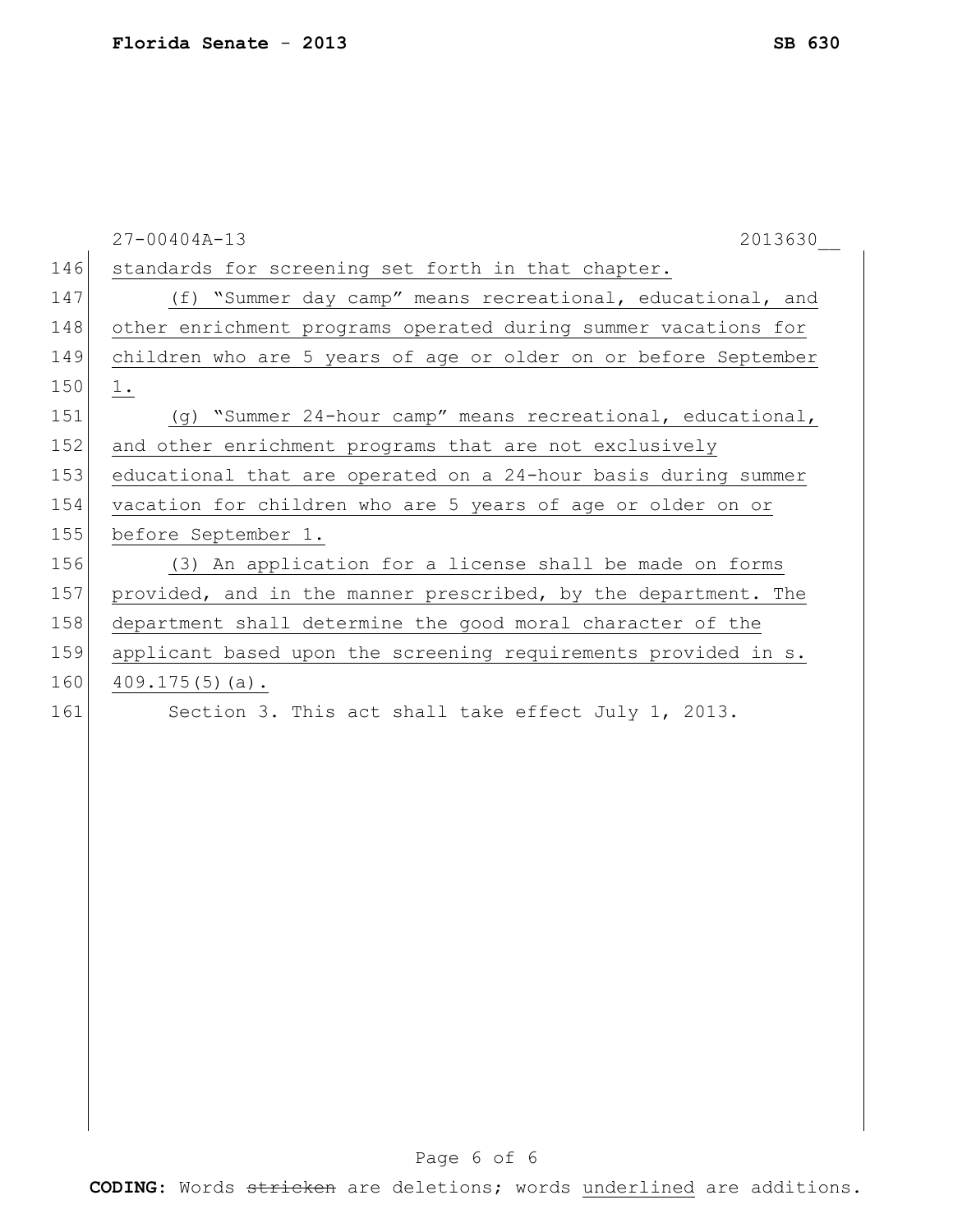standards for screening set forth in that chapter.

(f) "Summer day camp" means recreational, educational, and other enrichment programs operated during summer vacations for children who are 5 years of age or older on or before September 1.

(g) "Summer 24-hour camp" means recreational, educational, and other enrichment programs that are not exclusively educational that are operated on a 24-hour basis during summer vacation for children who are 5 years of age or older on or before September 1.

(3) An application for a license shall be made on forms provided, and in the manner prescribed, by the department. The department shall determine the good moral character of the applicant based upon the screening requirements provided in s. 409.175(5)(a).

Section 3. This act shall take effect July 1, 2013.